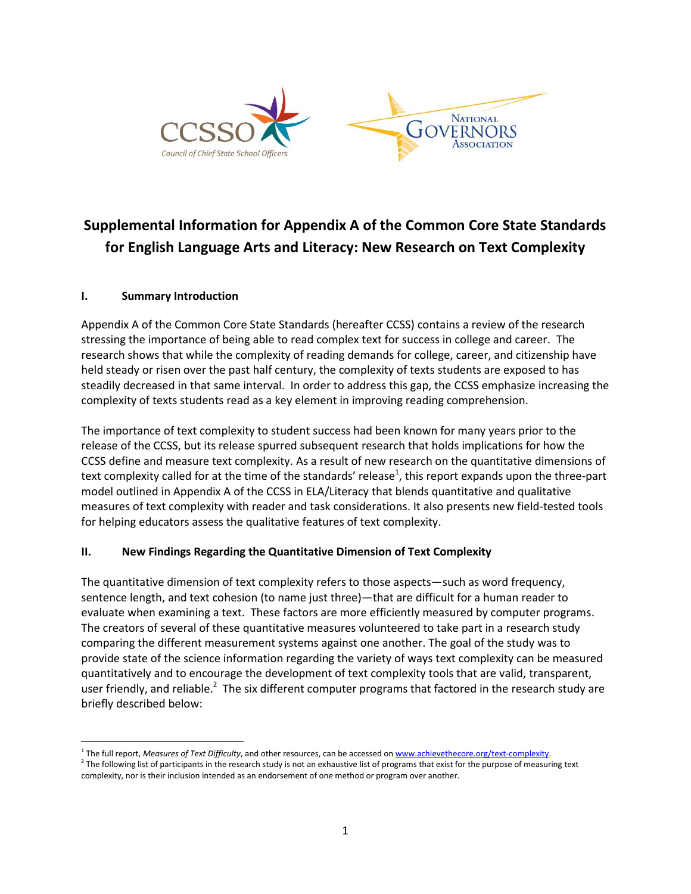# Supplemental Information for Appendix A of the Common Core State Standards for English Language Arts and Literacy: New Research on Text Complexity

## I. Summary Introduction

Appendix A of the Common Core State Standards (hereafter CCSS) contains a review of the research stressing the importance of being able to read complex text for success in college and career. The research shows that while the complexity of reading demands for college, career, and citizenship have held steady or risen over the past half century, the complexity of texts students are exposed to has steadily decreased in that same interval. In order to address this gap, the CCSS emphasize increasing the complexity of texts students read as a key element in improving reading comprehension.

The importance of text complexity to student success had been known for many years prior to the release of the CCSS, but its release spurred subsequent research that holds implications for how the CCSS define and measure text complexity. As a result of new research on the quantitative dimensions of text complexity called for at the time of the standards' release[1], this report expands upon the three-part model outlined in Appendix A of the CCSS in ELA/Literacy that blends quantitative and qualitative measures of text complexity with reader and task considerations. It also presents new field-tested tools for helping educators assess the qualitative features of text complexity.

## II. New Findings Regarding the Quantitative Dimension of Text Complexity

The quantitative dimension of text complexity refers to those aspects—such as word frequency, sentence length, and text cohesion (to name just three)—that are difficult for a human reader to evaluate when examining a text. These factors are more efficiently measured by computer programs. The creators of several of these quantitative measures volunteered to take part in a research study comparing the different measurement systems against one another. The goal of the study was to provide state of the science information regarding the variety of ways text complexity can be measured quantitatively and to encourage the development of text complexity tools that are valid, transparent, user friendly, and reliable.[2] The six different computer programs that factored in the research study are briefly described below:

---

[1] The full report, *Measures of Text Difficulty*, and other resources, can be accessed on www.achievethecore.org/text-complexity.

[2] The following list of participants in the research study is not an exhaustive list of programs that exist for the purpose of measuring text complexity, nor is their inclusion intended as an endorsement of one method or program over another.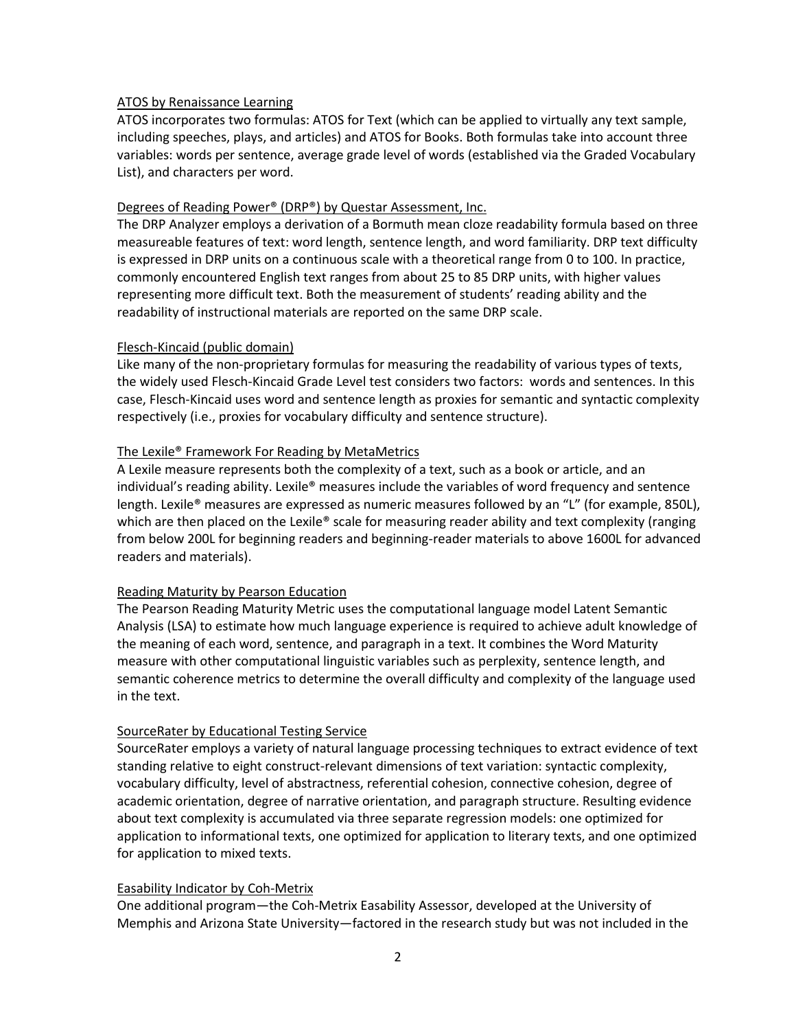ATOS by Renaissance Learning

ATOS incorporates two formulas: ATOS for Text (which can be applied to virtually any text sample, including speeches, plays, and articles) and ATOS for Books. Both formulas take into account three variables: words per sentence, average grade level of words (established via the Graded Vocabulary List), and characters per word.

Degrees of Reading Power® (DRP®) by Questar Assessment, Inc.

The DRP Analyzer employs a derivation of a Bormuth mean cloze readability formula based on three measureable features of text: word length, sentence length, and word familiarity. DRP text difficulty is expressed in DRP units on a continuous scale with a theoretical range from 0 to 100. In practice, commonly encountered English text ranges from about 25 to 85 DRP units, with higher values representing more difficult text. Both the measurement of students' reading ability and the readability of instructional materials are reported on the same DRP scale.

Flesch-Kincaid (public domain)

Like many of the non-proprietary formulas for measuring the readability of various types of texts, the widely used Flesch-Kincaid Grade Level test considers two factors: words and sentences. In this case, Flesch-Kincaid uses word and sentence length as proxies for semantic and syntactic complexity respectively (i.e., proxies for vocabulary difficulty and sentence structure).

The Lexile® Framework For Reading by MetaMetrics

A Lexile measure represents both the complexity of a text, such as a book or article, and an individual's reading ability. Lexile® measures include the variables of word frequency and sentence length. Lexile® measures are expressed as numeric measures followed by an "L" (for example, 850L), which are then placed on the Lexile® scale for measuring reader ability and text complexity (ranging from below 200L for beginning readers and beginning-reader materials to above 1600L for advanced readers and materials).

Reading Maturity by Pearson Education

The Pearson Reading Maturity Metric uses the computational language model Latent Semantic Analysis (LSA) to estimate how much language experience is required to achieve adult knowledge of the meaning of each word, sentence, and paragraph in a text. It combines the Word Maturity measure with other computational linguistic variables such as perplexity, sentence length, and semantic coherence metrics to determine the overall difficulty and complexity of the language used in the text.

SourceRater by Educational Testing Service

SourceRater employs a variety of natural language processing techniques to extract evidence of text standing relative to eight construct-relevant dimensions of text variation: syntactic complexity, vocabulary difficulty, level of abstractness, referential cohesion, connective cohesion, degree of academic orientation, degree of narrative orientation, and paragraph structure. Resulting evidence about text complexity is accumulated via three separate regression models: one optimized for application to informational texts, one optimized for application to literary texts, and one optimized for application to mixed texts.

Easability Indicator by Coh-Metrix

One additional program—the Coh-Metrix Easability Assessor, developed at the University of Memphis and Arizona State University—factored in the research study but was not included in the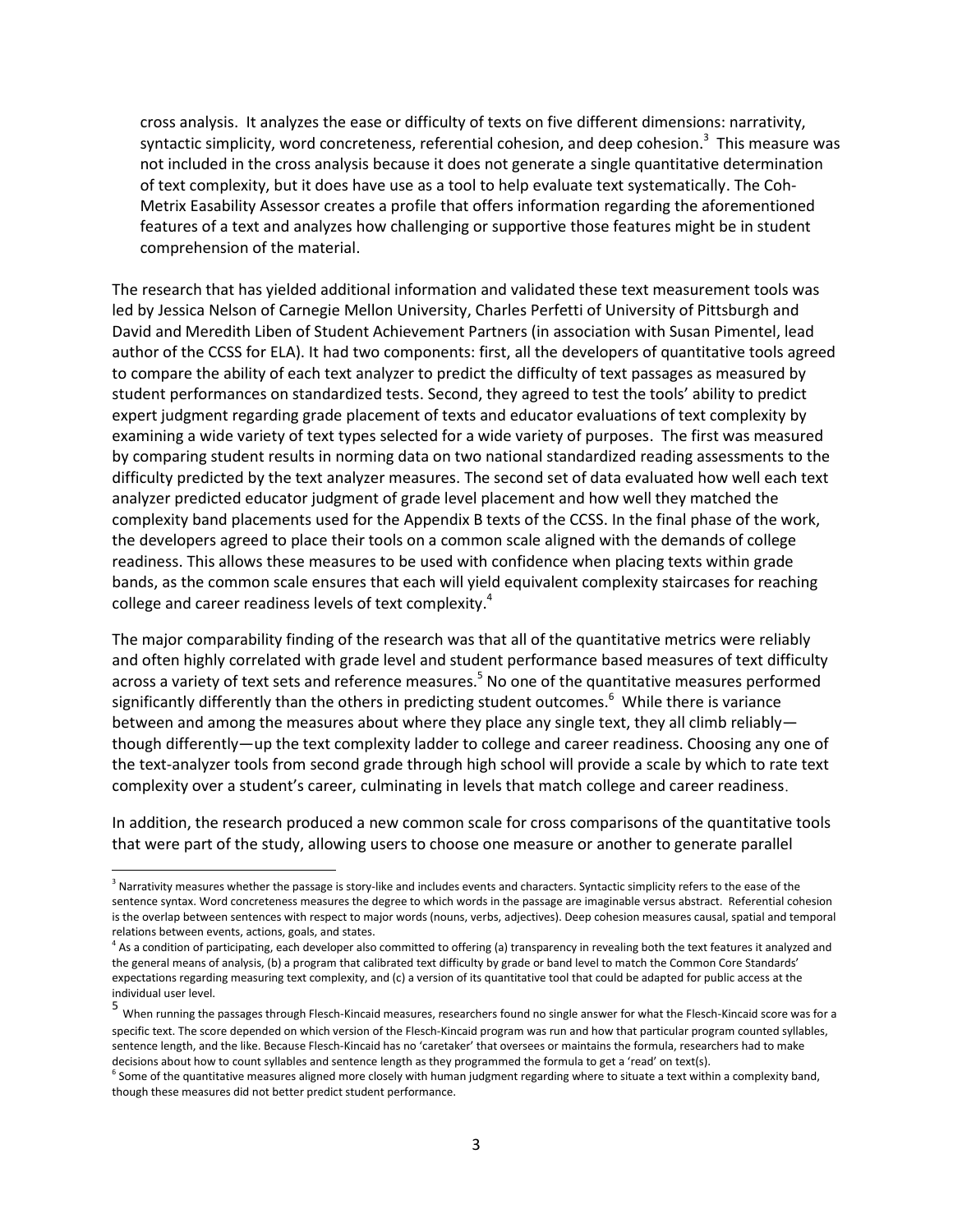cross analysis. It analyzes the ease or difficulty of texts on five different dimensions: narrativity, syntactic simplicity, word concreteness, referential cohesion, and deep cohesion.[3] This measure was not included in the cross analysis because it does not generate a single quantitative determination of text complexity, but it does have use as a tool to help evaluate text systematically. The Coh-Metrix Easability Assessor creates a profile that offers information regarding the aforementioned features of a text and analyzes how challenging or supportive those features might be in student comprehension of the material.

The research that has yielded additional information and validated these text measurement tools was led by Jessica Nelson of Carnegie Mellon University, Charles Perfetti of University of Pittsburgh and David and Meredith Liben of Student Achievement Partners (in association with Susan Pimentel, lead author of the CCSS for ELA). It had two components: first, all the developers of quantitative tools agreed to compare the ability of each text analyzer to predict the difficulty of text passages as measured by student performances on standardized tests. Second, they agreed to test the tools' ability to predict expert judgment regarding grade placement of texts and educator evaluations of text complexity by examining a wide variety of text types selected for a wide variety of purposes. The first was measured by comparing student results in norming data on two national standardized reading assessments to the difficulty predicted by the text analyzer measures. The second set of data evaluated how well each text analyzer predicted educator judgment of grade level placement and how well they matched the complexity band placements used for the Appendix B texts of the CCSS. In the final phase of the work, the developers agreed to place their tools on a common scale aligned with the demands of college readiness. This allows these measures to be used with confidence when placing texts within grade bands, as the common scale ensures that each will yield equivalent complexity staircases for reaching college and career readiness levels of text complexity.[4]

The major comparability finding of the research was that all of the quantitative metrics were reliably and often highly correlated with grade level and student performance based measures of text difficulty across a variety of text sets and reference measures.[5] No one of the quantitative measures performed significantly differently than the others in predicting student outcomes.[6] While there is variance between and among the measures about where they place any single text, they all climb reliably—though differently—up the text complexity ladder to college and career readiness. Choosing any one of the text-analyzer tools from second grade through high school will provide a scale by which to rate text complexity over a student's career, culminating in levels that match college and career readiness.

In addition, the research produced a new common scale for cross comparisons of the quantitative tools that were part of the study, allowing users to choose one measure or another to generate parallel

---

[3] Narrativity measures whether the passage is story-like and includes events and characters. Syntactic simplicity refers to the ease of the sentence syntax. Word concreteness measures the degree to which words in the passage are imaginable versus abstract. Referential cohesion is the overlap between sentences with respect to major words (nouns, verbs, adjectives). Deep cohesion measures causal, spatial and temporal relations between events, actions, goals, and states.

[4] As a condition of participating, each developer also committed to offering (a) transparency in revealing both the text features it analyzed and the general means of analysis, (b) a program that calibrated text difficulty by grade or band level to match the Common Core Standards' expectations regarding measuring text complexity, and (c) a version of its quantitative tool that could be adapted for public access at the individual user level.

[5] When running the passages through Flesch-Kincaid measures, researchers found no single answer for what the Flesch-Kincaid score was for a specific text. The score depended on which version of the Flesch-Kincaid program was run and how that particular program counted syllables, sentence length, and the like. Because Flesch-Kincaid has no 'caretaker' that oversees or maintains the formula, researchers had to make decisions about how to count syllables and sentence length as they programmed the formula to get a 'read' on text(s).

[6] Some of the quantitative measures aligned more closely with human judgment regarding where to situate a text within a complexity band, though these measures did not better predict student performance.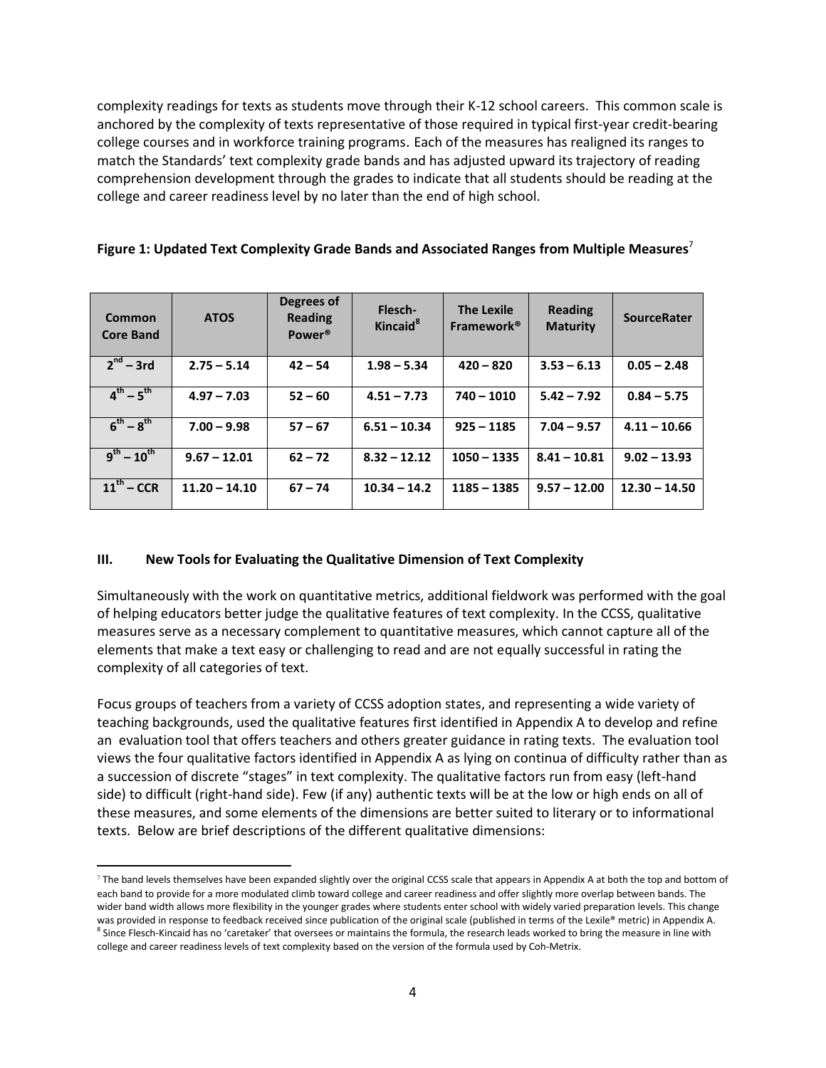complexity readings for texts as students move through their K-12 school careers. This common scale is anchored by the complexity of texts representative of those required in typical first-year credit-bearing college courses and in workforce training programs. Each of the measures has realigned its ranges to match the Standards' text complexity grade bands and has adjusted upward its trajectory of reading comprehension development through the grades to indicate that all students should be reading at the college and career readiness level by no later than the end of high school.

**Figure 1: Updated Text Complexity Grade Bands and Associated Ranges from Multiple Measures**[7]

| Common Core Band | ATOS | Degrees of Reading Power® | Flesch-Kincaid[8] | The Lexile Framework® | Reading Maturity | SourceRater |
|---|---|---|---|---|---|---|
| **2nd – 3rd** | **2.75 – 5.14** | **42 – 54** | **1.98 – 5.34** | **420 – 820** | **3.53 – 6.13** | **0.05 – 2.48** |
| **4th – 5th** | **4.97 – 7.03** | **52 – 60** | **4.51 – 7.73** | **740 – 1010** | **5.42 – 7.92** | **0.84 – 5.75** |
| **6th – 8th** | **7.00 – 9.98** | **57 – 67** | **6.51 – 10.34** | **925 – 1185** | **7.04 – 9.57** | **4.11 – 10.66** |
| **9th – 10th** | **9.67 – 12.01** | **62 – 72** | **8.32 – 12.12** | **1050 – 1335** | **8.41 – 10.81** | **9.02 – 13.93** |
| **11th – CCR** | **11.20 – 14.10** | **67 – 74** | **10.34 – 14.2** | **1185 – 1385** | **9.57 – 12.00** | **12.30 – 14.50** |

### III. New Tools for Evaluating the Qualitative Dimension of Text Complexity

Simultaneously with the work on quantitative metrics, additional fieldwork was performed with the goal of helping educators better judge the qualitative features of text complexity. In the CCSS, qualitative measures serve as a necessary complement to quantitative measures, which cannot capture all of the elements that make a text easy or challenging to read and are not equally successful in rating the complexity of all categories of text.

Focus groups of teachers from a variety of CCSS adoption states, and representing a wide variety of teaching backgrounds, used the qualitative features first identified in Appendix A to develop and refine an evaluation tool that offers teachers and others greater guidance in rating texts. The evaluation tool views the four qualitative factors identified in Appendix A as lying on continua of difficulty rather than as a succession of discrete "stages" in text complexity. The qualitative factors run from easy (left-hand side) to difficult (right-hand side). Few (if any) authentic texts will be at the low or high ends on all of these measures, and some elements of the dimensions are better suited to literary or to informational texts. Below are brief descriptions of the different qualitative dimensions:

---

[7] The band levels themselves have been expanded slightly over the original CCSS scale that appears in Appendix A at both the top and bottom of each band to provide for a more modulated climb toward college and career readiness and offer slightly more overlap between bands. The wider band width allows more flexibility in the younger grades where students enter school with widely varied preparation levels. This change was provided in response to feedback received since publication of the original scale (published in terms of the Lexile® metric) in Appendix A.

[8] Since Flesch-Kincaid has no 'caretaker' that oversees or maintains the formula, the research leads worked to bring the measure in line with college and career readiness levels of text complexity based on the version of the formula used by Coh-Metrix.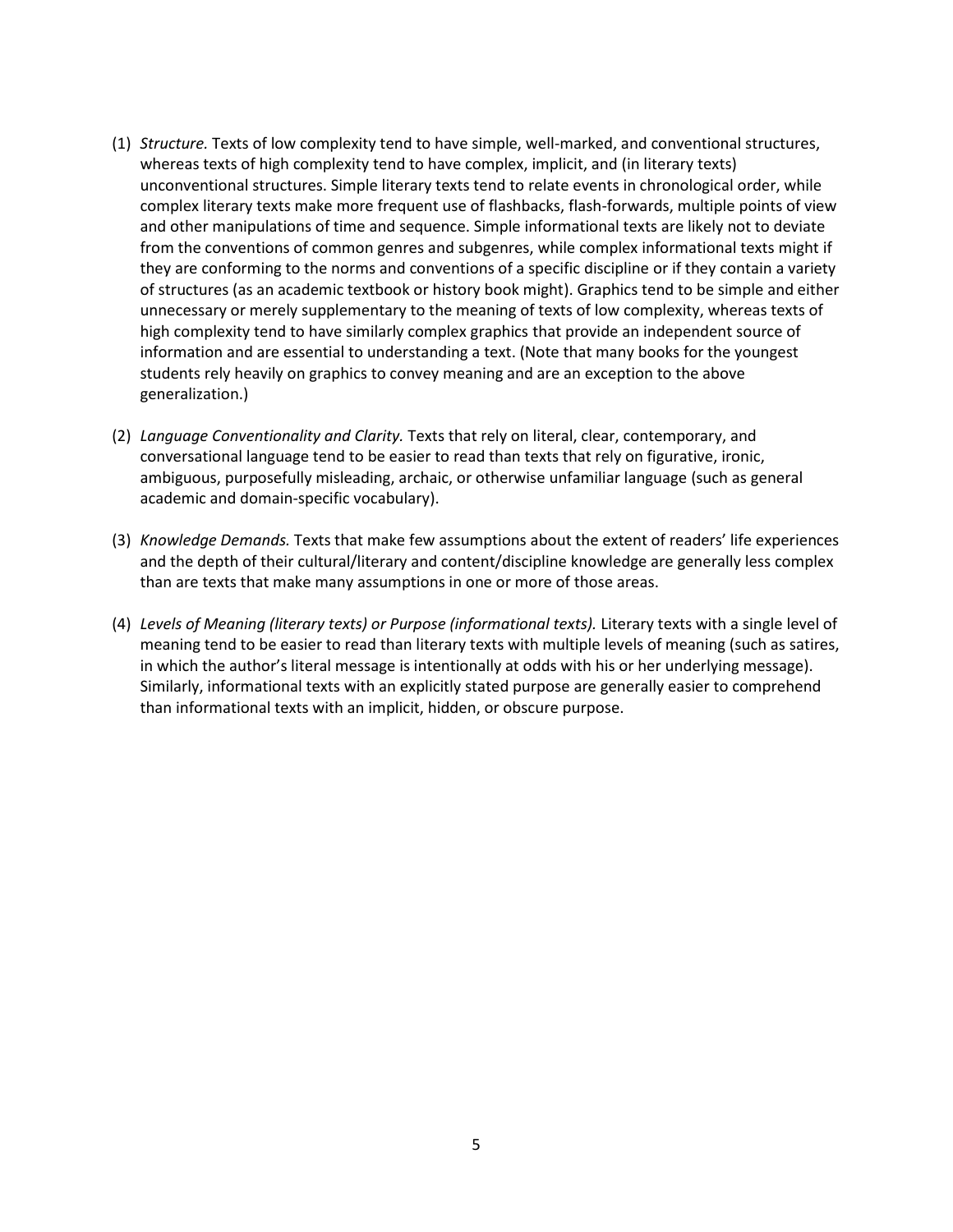(1) *Structure.* Texts of low complexity tend to have simple, well-marked, and conventional structures, whereas texts of high complexity tend to have complex, implicit, and (in literary texts) unconventional structures. Simple literary texts tend to relate events in chronological order, while complex literary texts make more frequent use of flashbacks, flash-forwards, multiple points of view and other manipulations of time and sequence. Simple informational texts are likely not to deviate from the conventions of common genres and subgenres, while complex informational texts might if they are conforming to the norms and conventions of a specific discipline or if they contain a variety of structures (as an academic textbook or history book might). Graphics tend to be simple and either unnecessary or merely supplementary to the meaning of texts of low complexity, whereas texts of high complexity tend to have similarly complex graphics that provide an independent source of information and are essential to understanding a text. (Note that many books for the youngest students rely heavily on graphics to convey meaning and are an exception to the above generalization.)

(2) *Language Conventionality and Clarity.* Texts that rely on literal, clear, contemporary, and conversational language tend to be easier to read than texts that rely on figurative, ironic, ambiguous, purposefully misleading, archaic, or otherwise unfamiliar language (such as general academic and domain-specific vocabulary).

(3) *Knowledge Demands.* Texts that make few assumptions about the extent of readers' life experiences and the depth of their cultural/literary and content/discipline knowledge are generally less complex than are texts that make many assumptions in one or more of those areas.

(4) *Levels of Meaning (literary texts) or Purpose (informational texts).* Literary texts with a single level of meaning tend to be easier to read than literary texts with multiple levels of meaning (such as satires, in which the author's literal message is intentionally at odds with his or her underlying message). Similarly, informational texts with an explicitly stated purpose are generally easier to comprehend than informational texts with an implicit, hidden, or obscure purpose.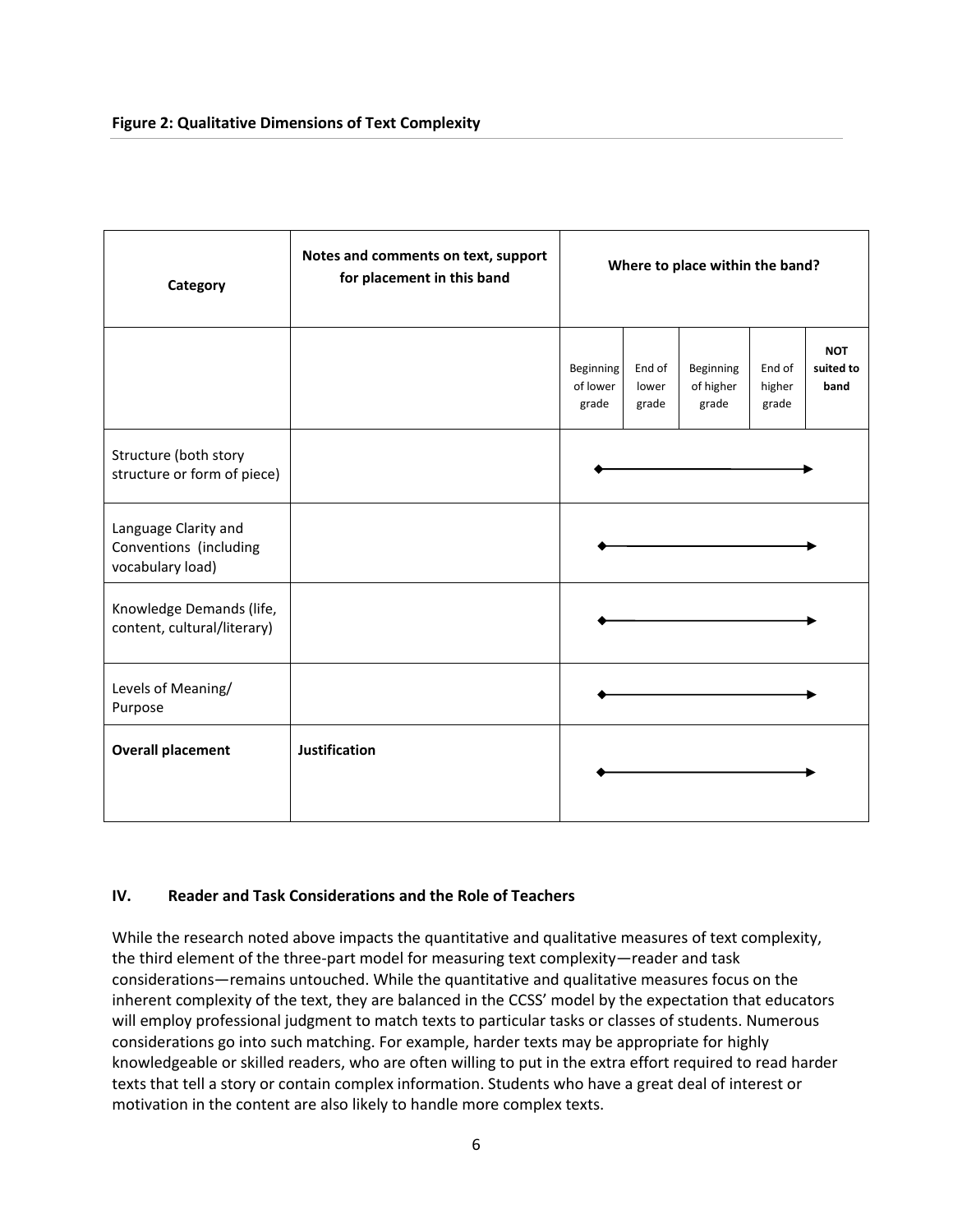**Figure 2: Qualitative Dimensions of Text Complexity**

| Category | Notes and comments on text, support for placement in this band | Where to place within the band? | | | | |
|---|---|---|---|---|---|---|
| | | Beginning of lower grade | End of lower grade | Beginning of higher grade | End of higher grade | **NOT suited to band** |
| Structure (both story structure or form of piece) | | | | | | |
| Language Clarity and Conventions (including vocabulary load) | | | | | | |
| Knowledge Demands (life, content, cultural/literary) | | | | | | |
| Levels of Meaning/ Purpose | | | | | | |
| **Overall placement** | **Justification** | | | | | |

### IV. Reader and Task Considerations and the Role of Teachers

While the research noted above impacts the quantitative and qualitative measures of text complexity, the third element of the three-part model for measuring text complexity—reader and task considerations—remains untouched. While the quantitative and qualitative measures focus on the inherent complexity of the text, they are balanced in the CCSS' model by the expectation that educators will employ professional judgment to match texts to particular tasks or classes of students. Numerous considerations go into such matching. For example, harder texts may be appropriate for highly knowledgeable or skilled readers, who are often willing to put in the extra effort required to read harder texts that tell a story or contain complex information. Students who have a great deal of interest or motivation in the content are also likely to handle more complex texts.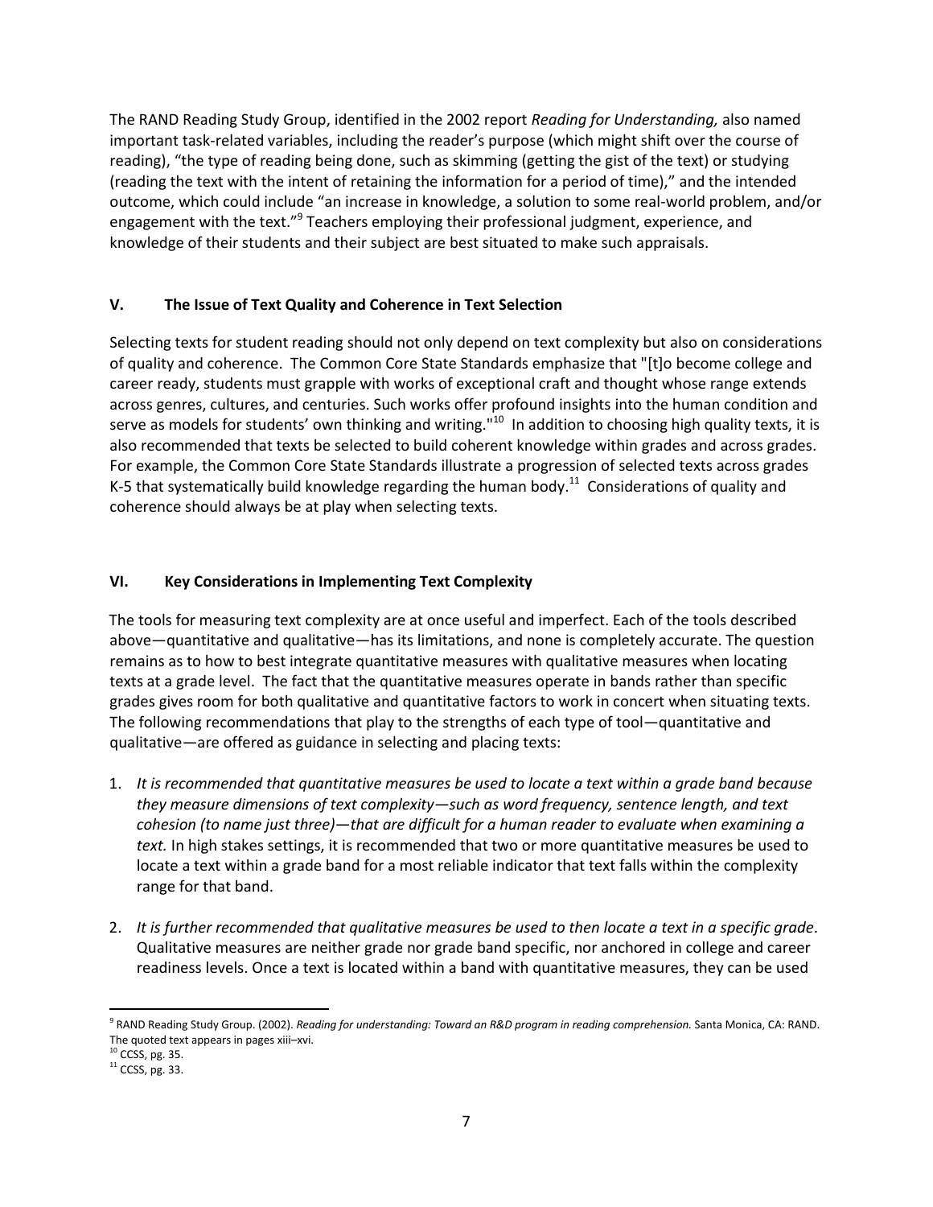The RAND Reading Study Group, identified in the 2002 report *Reading for Understanding,* also named important task-related variables, including the reader's purpose (which might shift over the course of reading), "the type of reading being done, such as skimming (getting the gist of the text) or studying (reading the text with the intent of retaining the information for a period of time)," and the intended outcome, which could include "an increase in knowledge, a solution to some real-world problem, and/or engagement with the text."[9] Teachers employing their professional judgment, experience, and knowledge of their students and their subject are best situated to make such appraisals.

## V. The Issue of Text Quality and Coherence in Text Selection

Selecting texts for student reading should not only depend on text complexity but also on considerations of quality and coherence. The Common Core State Standards emphasize that "[t]o become college and career ready, students must grapple with works of exceptional craft and thought whose range extends across genres, cultures, and centuries. Such works offer profound insights into the human condition and serve as models for students' own thinking and writing."[10] In addition to choosing high quality texts, it is also recommended that texts be selected to build coherent knowledge within grades and across grades. For example, the Common Core State Standards illustrate a progression of selected texts across grades K-5 that systematically build knowledge regarding the human body.[11] Considerations of quality and coherence should always be at play when selecting texts.

## VI. Key Considerations in Implementing Text Complexity

The tools for measuring text complexity are at once useful and imperfect. Each of the tools described above—quantitative and qualitative—has its limitations, and none is completely accurate. The question remains as to how to best integrate quantitative measures with qualitative measures when locating texts at a grade level. The fact that the quantitative measures operate in bands rather than specific grades gives room for both qualitative and quantitative factors to work in concert when situating texts. The following recommendations that play to the strengths of each type of tool—quantitative and qualitative—are offered as guidance in selecting and placing texts:

1. *It is recommended that quantitative measures be used to locate a text within a grade band because they measure dimensions of text complexity—such as word frequency, sentence length, and text cohesion (to name just three)—that are difficult for a human reader to evaluate when examining a text.* In high stakes settings, it is recommended that two or more quantitative measures be used to locate a text within a grade band for a most reliable indicator that text falls within the complexity range for that band.

2. *It is further recommended that qualitative measures be used to then locate a text in a specific grade*. Qualitative measures are neither grade nor grade band specific, nor anchored in college and career readiness levels. Once a text is located within a band with quantitative measures, they can be used

---

[9] RAND Reading Study Group. (2002). *Reading for understanding: Toward an R&D program in reading comprehension.* Santa Monica, CA: RAND. The quoted text appears in pages xiii–xvi.

[10] CCSS, pg. 35.

[11] CCSS, pg. 33.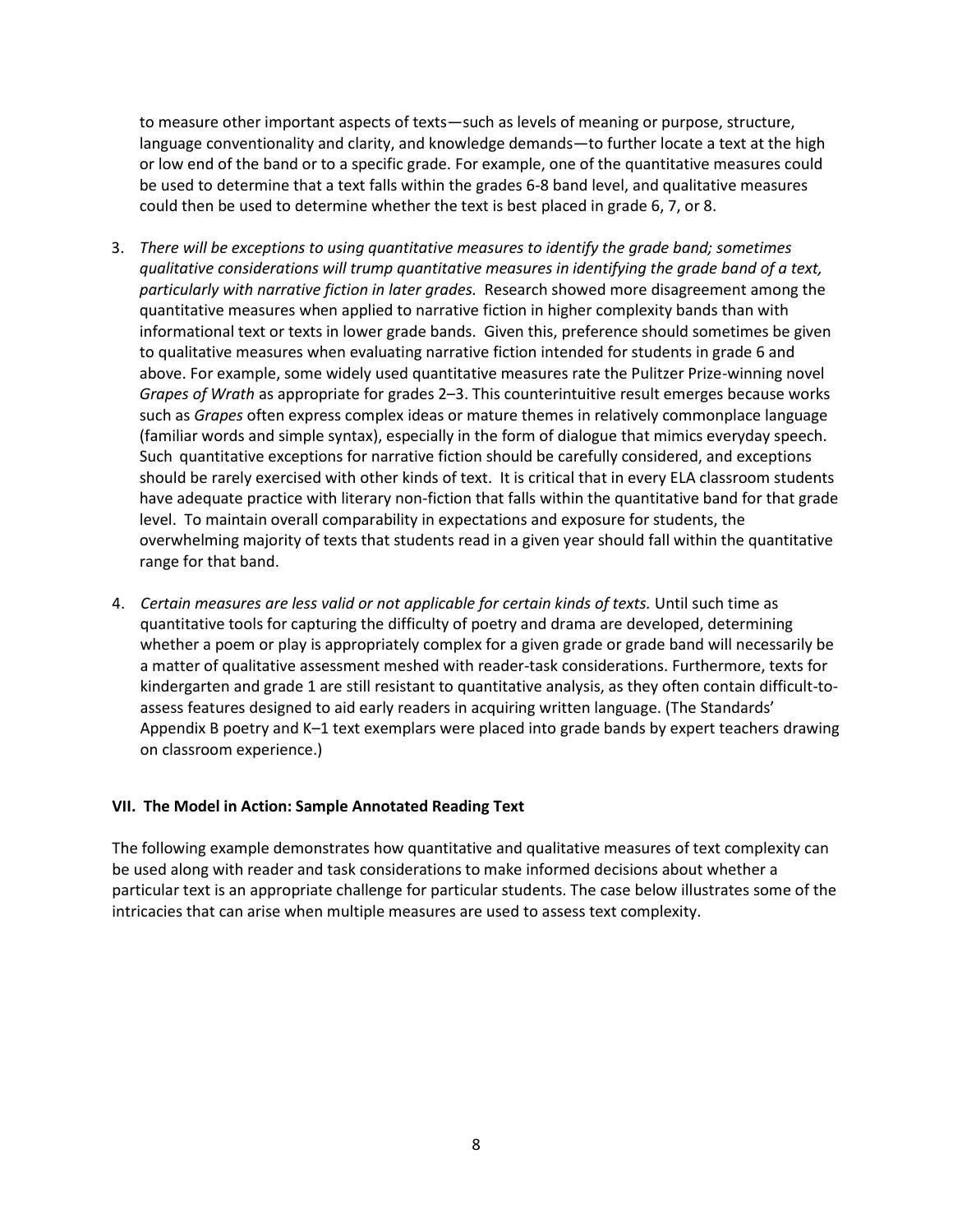to measure other important aspects of texts—such as levels of meaning or purpose, structure, language conventionality and clarity, and knowledge demands—to further locate a text at the high or low end of the band or to a specific grade. For example, one of the quantitative measures could be used to determine that a text falls within the grades 6-8 band level, and qualitative measures could then be used to determine whether the text is best placed in grade 6, 7, or 8.

3. *There will be exceptions to using quantitative measures to identify the grade band; sometimes qualitative considerations will trump quantitative measures in identifying the grade band of a text, particularly with narrative fiction in later grades.* Research showed more disagreement among the quantitative measures when applied to narrative fiction in higher complexity bands than with informational text or texts in lower grade bands. Given this, preference should sometimes be given to qualitative measures when evaluating narrative fiction intended for students in grade 6 and above. For example, some widely used quantitative measures rate the Pulitzer Prize-winning novel *Grapes of Wrath* as appropriate for grades 2–3. This counterintuitive result emerges because works such as *Grapes* often express complex ideas or mature themes in relatively commonplace language (familiar words and simple syntax), especially in the form of dialogue that mimics everyday speech. Such quantitative exceptions for narrative fiction should be carefully considered, and exceptions should be rarely exercised with other kinds of text. It is critical that in every ELA classroom students have adequate practice with literary non-fiction that falls within the quantitative band for that grade level. To maintain overall comparability in expectations and exposure for students, the overwhelming majority of texts that students read in a given year should fall within the quantitative range for that band.

4. *Certain measures are less valid or not applicable for certain kinds of texts.* Until such time as quantitative tools for capturing the difficulty of poetry and drama are developed, determining whether a poem or play is appropriately complex for a given grade or grade band will necessarily be a matter of qualitative assessment meshed with reader-task considerations. Furthermore, texts for kindergarten and grade 1 are still resistant to quantitative analysis, as they often contain difficult-to-assess features designed to aid early readers in acquiring written language. (The Standards' Appendix B poetry and K–1 text exemplars were placed into grade bands by expert teachers drawing on classroom experience.)

### VII. The Model in Action: Sample Annotated Reading Text

The following example demonstrates how quantitative and qualitative measures of text complexity can be used along with reader and task considerations to make informed decisions about whether a particular text is an appropriate challenge for particular students. The case below illustrates some of the intricacies that can arise when multiple measures are used to assess text complexity.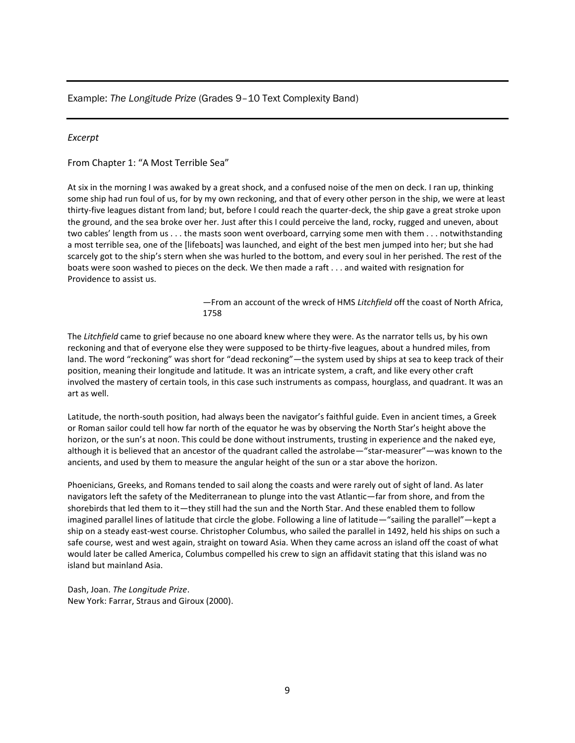Example: *The Longitude Prize* (Grades 9–10 Text Complexity Band)

*Excerpt*

From Chapter 1: "A Most Terrible Sea"

At six in the morning I was awaked by a great shock, and a confused noise of the men on deck. I ran up, thinking some ship had run foul of us, for by my own reckoning, and that of every other person in the ship, we were at least thirty-five leagues distant from land; but, before I could reach the quarter-deck, the ship gave a great stroke upon the ground, and the sea broke over her. Just after this I could perceive the land, rocky, rugged and uneven, about two cables' length from us . . . the masts soon went overboard, carrying some men with them . . . notwithstanding a most terrible sea, one of the [lifeboats] was launched, and eight of the best men jumped into her; but she had scarcely got to the ship's stern when she was hurled to the bottom, and every soul in her perished. The rest of the boats were soon washed to pieces on the deck. We then made a raft . . . and waited with resignation for Providence to assist us.

—From an account of the wreck of HMS *Litchfield* off the coast of North Africa, 1758

The *Litchfield* came to grief because no one aboard knew where they were. As the narrator tells us, by his own reckoning and that of everyone else they were supposed to be thirty-five leagues, about a hundred miles, from land. The word "reckoning" was short for "dead reckoning"—the system used by ships at sea to keep track of their position, meaning their longitude and latitude. It was an intricate system, a craft, and like every other craft involved the mastery of certain tools, in this case such instruments as compass, hourglass, and quadrant. It was an art as well.

Latitude, the north-south position, had always been the navigator's faithful guide. Even in ancient times, a Greek or Roman sailor could tell how far north of the equator he was by observing the North Star's height above the horizon, or the sun's at noon. This could be done without instruments, trusting in experience and the naked eye, although it is believed that an ancestor of the quadrant called the astrolabe—"star-measurer"—was known to the ancients, and used by them to measure the angular height of the sun or a star above the horizon.

Phoenicians, Greeks, and Romans tended to sail along the coasts and were rarely out of sight of land. As later navigators left the safety of the Mediterranean to plunge into the vast Atlantic—far from shore, and from the shorebirds that led them to it—they still had the sun and the North Star. And these enabled them to follow imagined parallel lines of latitude that circle the globe. Following a line of latitude—"sailing the parallel"—kept a ship on a steady east-west course. Christopher Columbus, who sailed the parallel in 1492, held his ships on such a safe course, west and west again, straight on toward Asia. When they came across an island off the coast of what would later be called America, Columbus compelled his crew to sign an affidavit stating that this island was no island but mainland Asia.

Dash, Joan. *The Longitude Prize*.
New York: Farrar, Straus and Giroux (2000).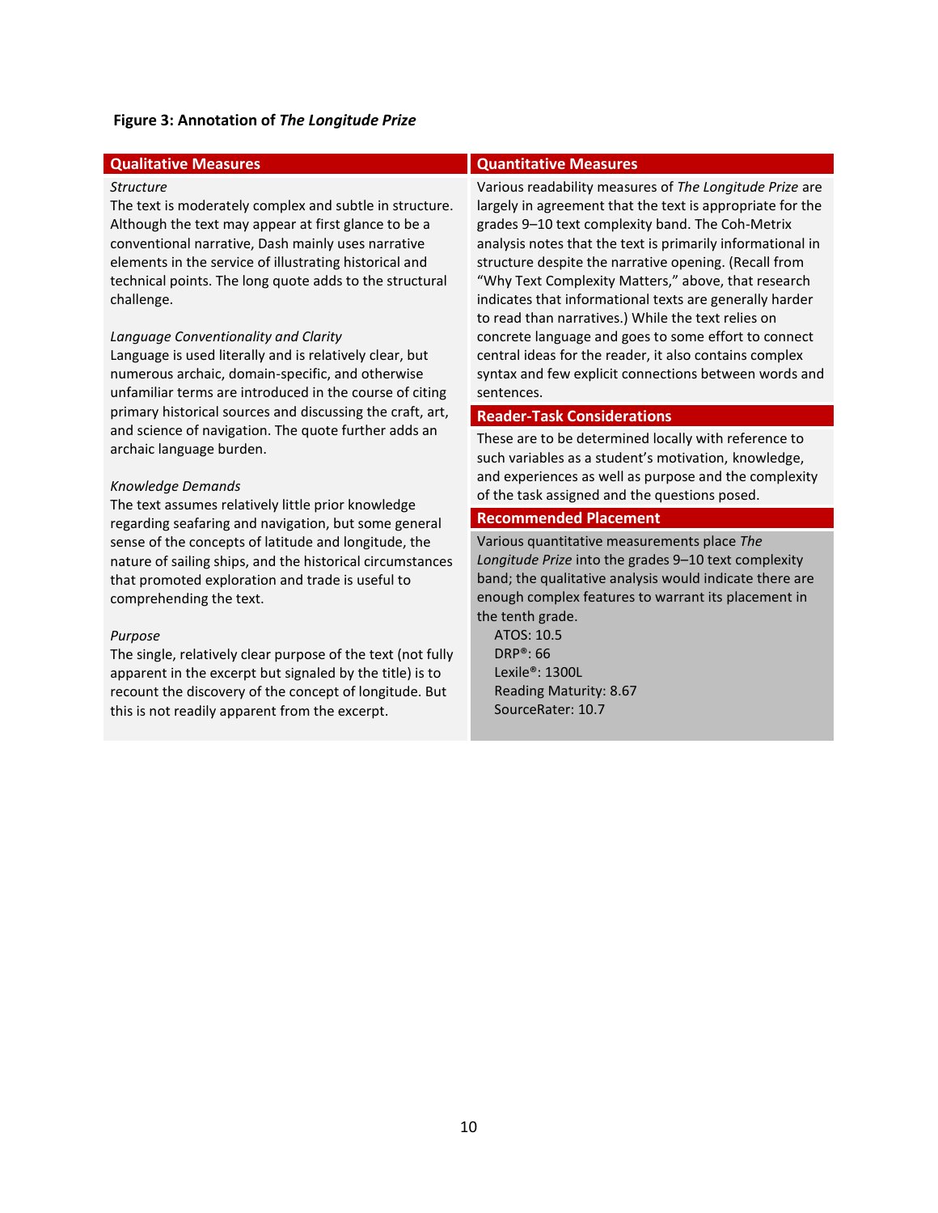**Figure 3: Annotation of *The Longitude Prize***

## Qualitative Measures

*Structure*
The text is moderately complex and subtle in structure. Although the text may appear at first glance to be a conventional narrative, Dash mainly uses narrative elements in the service of illustrating historical and technical points. The long quote adds to the structural challenge.

*Language Conventionality and Clarity*
Language is used literally and is relatively clear, but numerous archaic, domain-specific, and otherwise unfamiliar terms are introduced in the course of citing primary historical sources and discussing the craft, art, and science of navigation. The quote further adds an archaic language burden.

*Knowledge Demands*
The text assumes relatively little prior knowledge regarding seafaring and navigation, but some general sense of the concepts of latitude and longitude, the nature of sailing ships, and the historical circumstances that promoted exploration and trade is useful to comprehending the text.

*Purpose*
The single, relatively clear purpose of the text (not fully apparent in the excerpt but signaled by the title) is to recount the discovery of the concept of longitude. But this is not readily apparent from the excerpt.

## Quantitative Measures

Various readability measures of *The Longitude Prize* are largely in agreement that the text is appropriate for the grades 9–10 text complexity band. The Coh-Metrix analysis notes that the text is primarily informational in structure despite the narrative opening. (Recall from "Why Text Complexity Matters," above, that research indicates that informational texts are generally harder to read than narratives.) While the text relies on concrete language and goes to some effort to connect central ideas for the reader, it also contains complex syntax and few explicit connections between words and sentences.

## Reader-Task Considerations

These are to be determined locally with reference to such variables as a student's motivation, knowledge, and experiences as well as purpose and the complexity of the task assigned and the questions posed.

## Recommended Placement

Various quantitative measurements place *The Longitude Prize* into the grades 9–10 text complexity band; the qualitative analysis would indicate there are enough complex features to warrant its placement in the tenth grade.

- ATOS: 10.5
- DRP®: 66
- Lexile®: 1300L
- Reading Maturity: 8.67
- SourceRater: 10.7